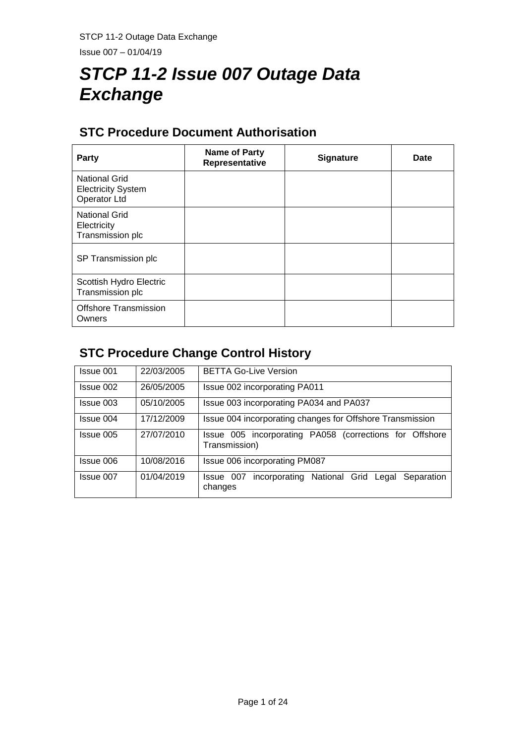# *STCP 11-2 Issue 007 Outage Data Exchange*

## STC Procedure Document Authorisation

| Party | Name of Party Representative | Signature | Date |
|---|---|---|---|
| National Grid Electricity System Operator Ltd | | | |
| National Grid Electricity Transmission plc | | | |
| SP Transmission plc | | | |
| Scottish Hydro Electric Transmission plc | | | |
| Offshore Transmission Owners | | | |

## STC Procedure Change Control History

| | | |
|---|---|---|
| Issue 001 | 22/03/2005 | BETTA Go-Live Version |
| Issue 002 | 26/05/2005 | Issue 002 incorporating PA011 |
| Issue 003 | 05/10/2005 | Issue 003 incorporating PA034 and PA037 |
| Issue 004 | 17/12/2009 | Issue 004 incorporating changes for Offshore Transmission |
| Issue 005 | 27/07/2010 | Issue 005 incorporating PA058 (corrections for Offshore Transmission) |
| Issue 006 | 10/08/2016 | Issue 006 incorporating PM087 |
| Issue 007 | 01/04/2019 | Issue 007 incorporating National Grid Legal Separation changes |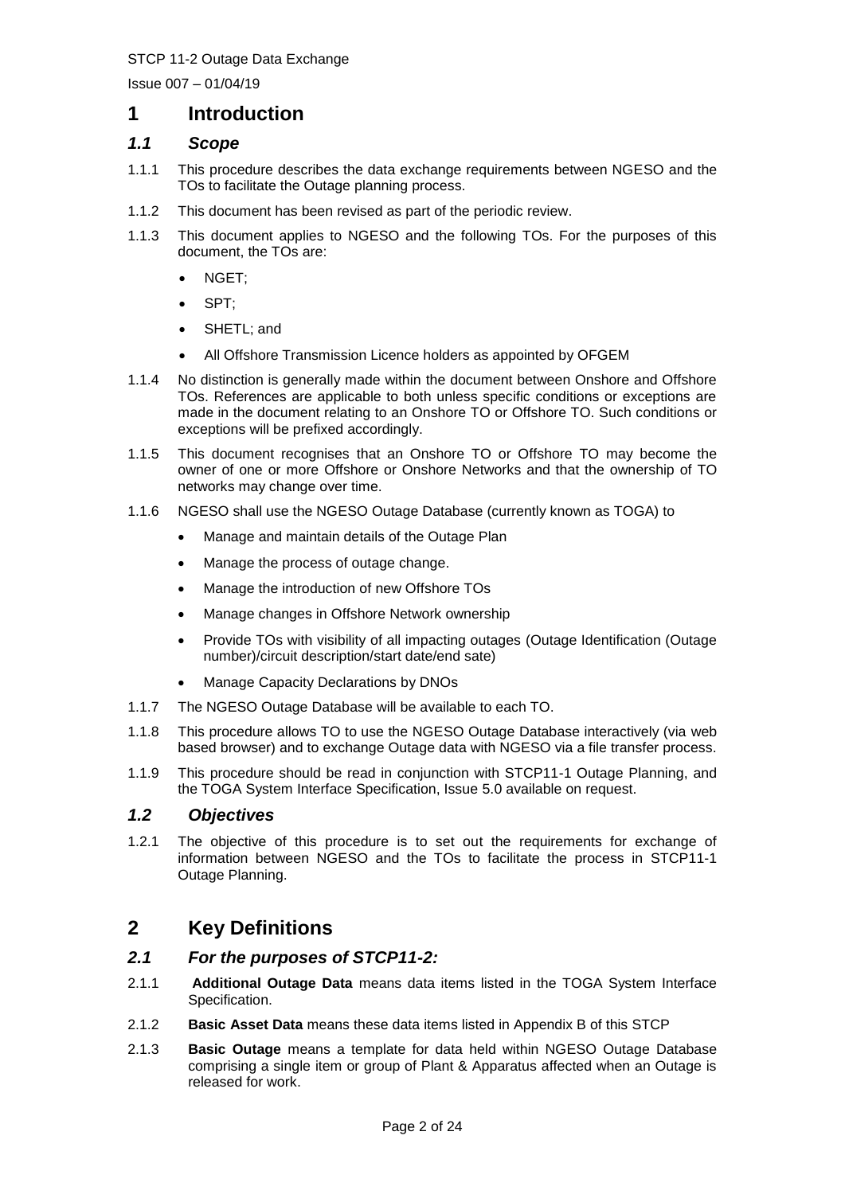# 1 Introduction

## *1.1 Scope*

1.1.1 This procedure describes the data exchange requirements between NGESO and the TOs to facilitate the Outage planning process.

1.1.2 This document has been revised as part of the periodic review.

1.1.3 This document applies to NGESO and the following TOs. For the purposes of this document, the TOs are:

- NGET;
- SPT;
- SHETL; and
- All Offshore Transmission Licence holders as appointed by OFGEM

1.1.4 No distinction is generally made within the document between Onshore and Offshore TOs. References are applicable to both unless specific conditions or exceptions are made in the document relating to an Onshore TO or Offshore TO. Such conditions or exceptions will be prefixed accordingly.

1.1.5 This document recognises that an Onshore TO or Offshore TO may become the owner of one or more Offshore or Onshore Networks and that the ownership of TO networks may change over time.

1.1.6 NGESO shall use the NGESO Outage Database (currently known as TOGA) to

- Manage and maintain details of the Outage Plan
- Manage the process of outage change.
- Manage the introduction of new Offshore TOs
- Manage changes in Offshore Network ownership
- Provide TOs with visibility of all impacting outages (Outage Identification (Outage number)/circuit description/start date/end sate)
- Manage Capacity Declarations by DNOs

1.1.7 The NGESO Outage Database will be available to each TO.

1.1.8 This procedure allows TO to use the NGESO Outage Database interactively (via web based browser) and to exchange Outage data with NGESO via a file transfer process.

1.1.9 This procedure should be read in conjunction with STCP11-1 Outage Planning, and the TOGA System Interface Specification, Issue 5.0 available on request.

## *1.2 Objectives*

1.2.1 The objective of this procedure is to set out the requirements for exchange of information between NGESO and the TOs to facilitate the process in STCP11-1 Outage Planning.

# 2 Key Definitions

## *2.1 For the purposes of STCP11-2:*

2.1.1 **Additional Outage Data** means data items listed in the TOGA System Interface Specification.

2.1.2 **Basic Asset Data** means these data items listed in Appendix B of this STCP

2.1.3 **Basic Outage** means a template for data held within NGESO Outage Database comprising a single item or group of Plant & Apparatus affected when an Outage is released for work.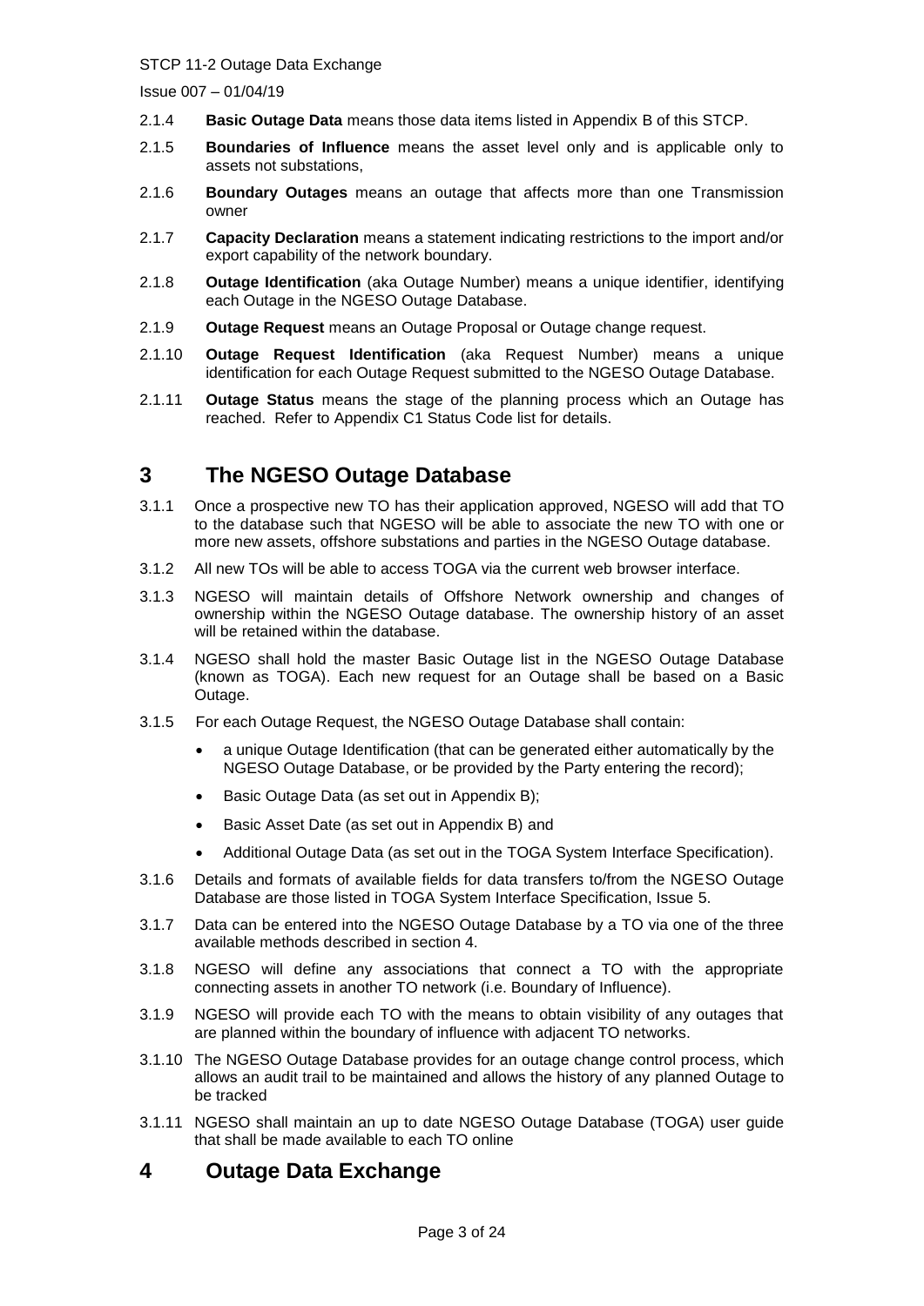2.1.4 **Basic Outage Data** means those data items listed in Appendix B of this STCP.

2.1.5 **Boundaries of Influence** means the asset level only and is applicable only to assets not substations,

2.1.6 **Boundary Outages** means an outage that affects more than one Transmission owner

2.1.7 **Capacity Declaration** means a statement indicating restrictions to the import and/or export capability of the network boundary.

2.1.8 **Outage Identification** (aka Outage Number) means a unique identifier, identifying each Outage in the NGESO Outage Database.

2.1.9 **Outage Request** means an Outage Proposal or Outage change request.

2.1.10 **Outage Request Identification** (aka Request Number) means a unique identification for each Outage Request submitted to the NGESO Outage Database.

2.1.11 **Outage Status** means the stage of the planning process which an Outage has reached. Refer to Appendix C1 Status Code list for details.

# 3 The NGESO Outage Database

3.1.1 Once a prospective new TO has their application approved, NGESO will add that TO to the database such that NGESO will be able to associate the new TO with one or more new assets, offshore substations and parties in the NGESO Outage database.

3.1.2 All new TOs will be able to access TOGA via the current web browser interface.

3.1.3 NGESO will maintain details of Offshore Network ownership and changes of ownership within the NGESO Outage database. The ownership history of an asset will be retained within the database.

3.1.4 NGESO shall hold the master Basic Outage list in the NGESO Outage Database (known as TOGA). Each new request for an Outage shall be based on a Basic Outage.

3.1.5 For each Outage Request, the NGESO Outage Database shall contain:

- a unique Outage Identification (that can be generated either automatically by the NGESO Outage Database, or be provided by the Party entering the record);
- Basic Outage Data (as set out in Appendix B);
- Basic Asset Date (as set out in Appendix B) and
- Additional Outage Data (as set out in the TOGA System Interface Specification).

3.1.6 Details and formats of available fields for data transfers to/from the NGESO Outage Database are those listed in TOGA System Interface Specification, Issue 5.

3.1.7 Data can be entered into the NGESO Outage Database by a TO via one of the three available methods described in section 4.

3.1.8 NGESO will define any associations that connect a TO with the appropriate connecting assets in another TO network (i.e. Boundary of Influence).

3.1.9 NGESO will provide each TO with the means to obtain visibility of any outages that are planned within the boundary of influence with adjacent TO networks.

3.1.10 The NGESO Outage Database provides for an outage change control process, which allows an audit trail to be maintained and allows the history of any planned Outage to be tracked

3.1.11 NGESO shall maintain an up to date NGESO Outage Database (TOGA) user guide that shall be made available to each TO online

# 4 Outage Data Exchange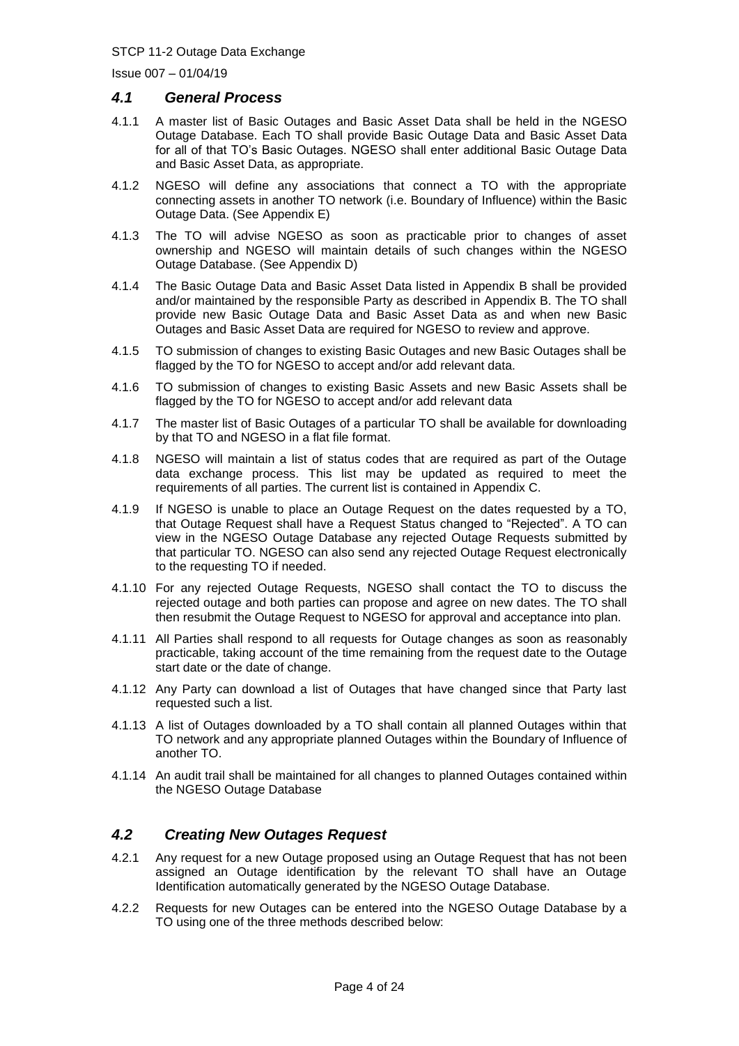## *4.1 General Process*

4.1.1 A master list of Basic Outages and Basic Asset Data shall be held in the NGESO Outage Database. Each TO shall provide Basic Outage Data and Basic Asset Data for all of that TO's Basic Outages. NGESO shall enter additional Basic Outage Data and Basic Asset Data, as appropriate.

4.1.2 NGESO will define any associations that connect a TO with the appropriate connecting assets in another TO network (i.e. Boundary of Influence) within the Basic Outage Data. (See Appendix E)

4.1.3 The TO will advise NGESO as soon as practicable prior to changes of asset ownership and NGESO will maintain details of such changes within the NGESO Outage Database. (See Appendix D)

4.1.4 The Basic Outage Data and Basic Asset Data listed in Appendix B shall be provided and/or maintained by the responsible Party as described in Appendix B. The TO shall provide new Basic Outage Data and Basic Asset Data as and when new Basic Outages and Basic Asset Data are required for NGESO to review and approve.

4.1.5 TO submission of changes to existing Basic Outages and new Basic Outages shall be flagged by the TO for NGESO to accept and/or add relevant data.

4.1.6 TO submission of changes to existing Basic Assets and new Basic Assets shall be flagged by the TO for NGESO to accept and/or add relevant data

4.1.7 The master list of Basic Outages of a particular TO shall be available for downloading by that TO and NGESO in a flat file format.

4.1.8 NGESO will maintain a list of status codes that are required as part of the Outage data exchange process. This list may be updated as required to meet the requirements of all parties. The current list is contained in Appendix C.

4.1.9 If NGESO is unable to place an Outage Request on the dates requested by a TO, that Outage Request shall have a Request Status changed to "Rejected". A TO can view in the NGESO Outage Database any rejected Outage Requests submitted by that particular TO. NGESO can also send any rejected Outage Request electronically to the requesting TO if needed.

4.1.10 For any rejected Outage Requests, NGESO shall contact the TO to discuss the rejected outage and both parties can propose and agree on new dates. The TO shall then resubmit the Outage Request to NGESO for approval and acceptance into plan.

4.1.11 All Parties shall respond to all requests for Outage changes as soon as reasonably practicable, taking account of the time remaining from the request date to the Outage start date or the date of change.

4.1.12 Any Party can download a list of Outages that have changed since that Party last requested such a list.

4.1.13 A list of Outages downloaded by a TO shall contain all planned Outages within that TO network and any appropriate planned Outages within the Boundary of Influence of another TO.

4.1.14 An audit trail shall be maintained for all changes to planned Outages contained within the NGESO Outage Database

## *4.2 Creating New Outages Request*

4.2.1 Any request for a new Outage proposed using an Outage Request that has not been assigned an Outage identification by the relevant TO shall have an Outage Identification automatically generated by the NGESO Outage Database.

4.2.2 Requests for new Outages can be entered into the NGESO Outage Database by a TO using one of the three methods described below: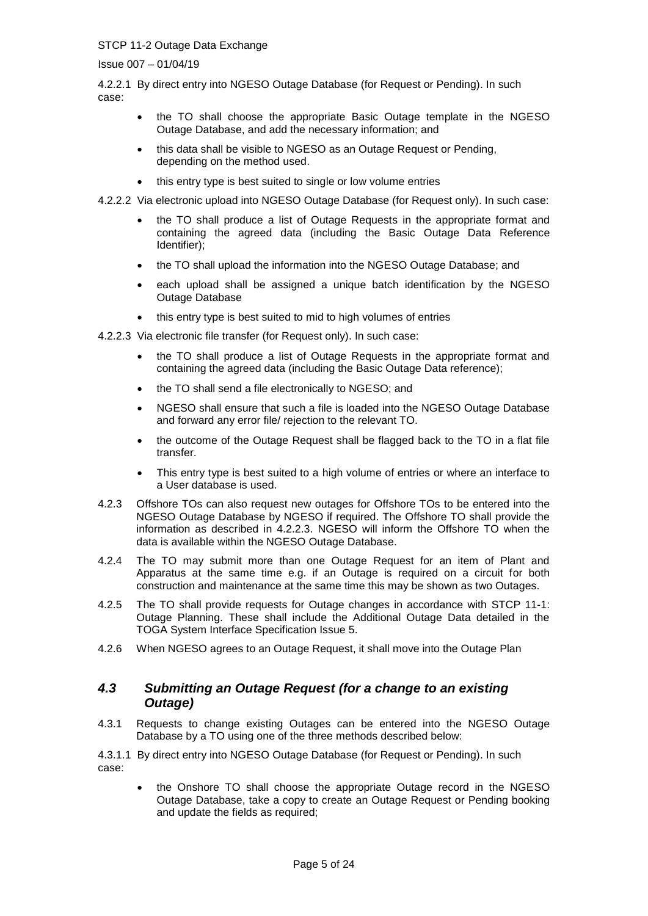4.2.2.1 By direct entry into NGESO Outage Database (for Request or Pending). In such case:

- the TO shall choose the appropriate Basic Outage template in the NGESO Outage Database, and add the necessary information; and
- this data shall be visible to NGESO as an Outage Request or Pending, depending on the method used.
- this entry type is best suited to single or low volume entries

4.2.2.2 Via electronic upload into NGESO Outage Database (for Request only). In such case:

- the TO shall produce a list of Outage Requests in the appropriate format and containing the agreed data (including the Basic Outage Data Reference Identifier);
- the TO shall upload the information into the NGESO Outage Database; and
- each upload shall be assigned a unique batch identification by the NGESO Outage Database
- this entry type is best suited to mid to high volumes of entries

4.2.2.3 Via electronic file transfer (for Request only). In such case:

- the TO shall produce a list of Outage Requests in the appropriate format and containing the agreed data (including the Basic Outage Data reference);
- the TO shall send a file electronically to NGESO; and
- NGESO shall ensure that such a file is loaded into the NGESO Outage Database and forward any error file/ rejection to the relevant TO.
- the outcome of the Outage Request shall be flagged back to the TO in a flat file transfer.
- This entry type is best suited to a high volume of entries or where an interface to a User database is used.

4.2.3 Offshore TOs can also request new outages for Offshore TOs to be entered into the NGESO Outage Database by NGESO if required. The Offshore TO shall provide the information as described in 4.2.2.3. NGESO will inform the Offshore TO when the data is available within the NGESO Outage Database.

4.2.4 The TO may submit more than one Outage Request for an item of Plant and Apparatus at the same time e.g. if an Outage is required on a circuit for both construction and maintenance at the same time this may be shown as two Outages.

4.2.5 The TO shall provide requests for Outage changes in accordance with STCP 11-1: Outage Planning. These shall include the Additional Outage Data detailed in the TOGA System Interface Specification Issue 5.

4.2.6 When NGESO agrees to an Outage Request, it shall move into the Outage Plan

## *4.3 Submitting an Outage Request (for a change to an existing Outage)*

4.3.1 Requests to change existing Outages can be entered into the NGESO Outage Database by a TO using one of the three methods described below:

4.3.1.1 By direct entry into NGESO Outage Database (for Request or Pending). In such case:

- the Onshore TO shall choose the appropriate Outage record in the NGESO Outage Database, take a copy to create an Outage Request or Pending booking and update the fields as required;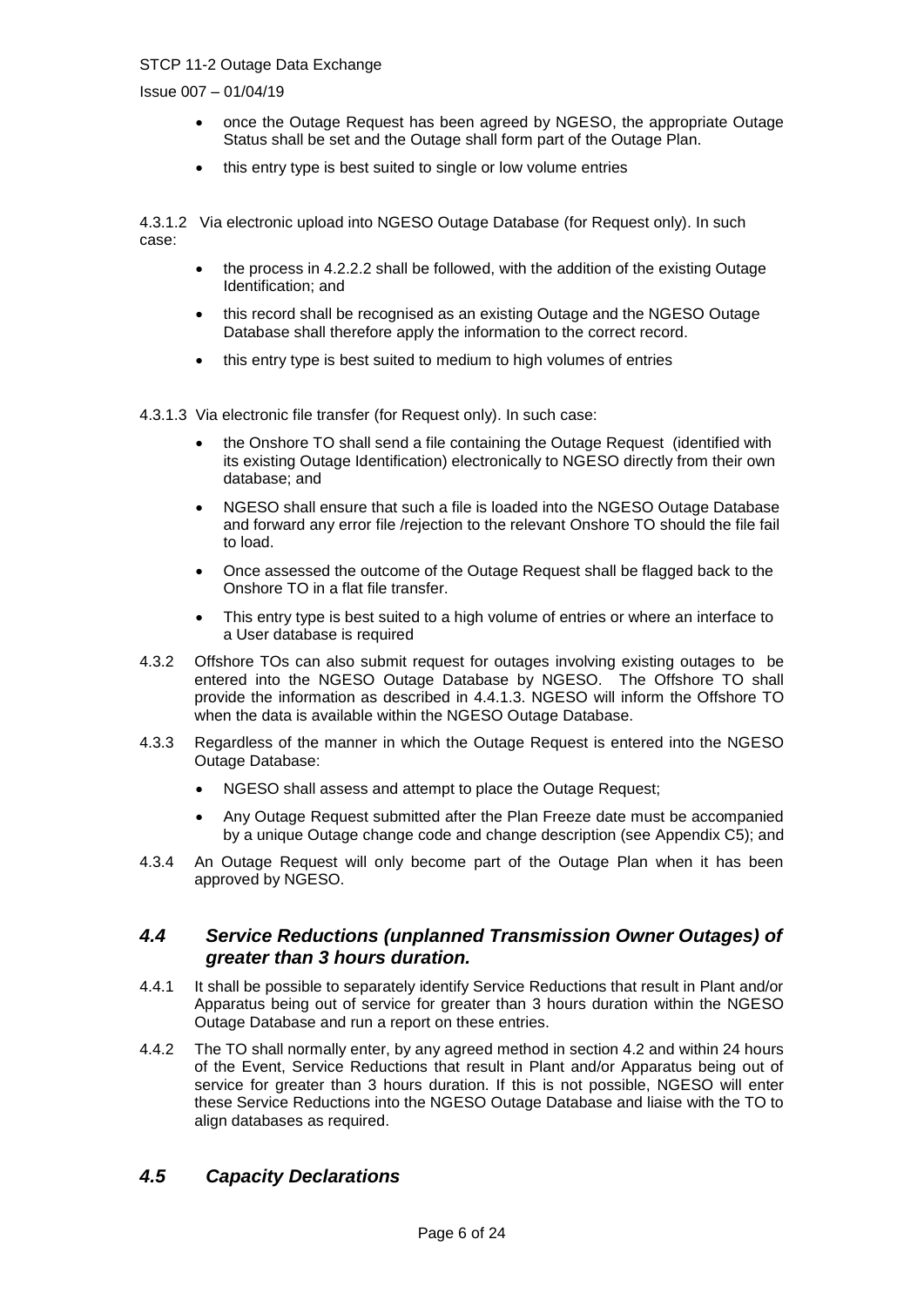- once the Outage Request has been agreed by NGESO, the appropriate Outage Status shall be set and the Outage shall form part of the Outage Plan.
- this entry type is best suited to single or low volume entries

4.3.1.2 Via electronic upload into NGESO Outage Database (for Request only). In such case:

- the process in 4.2.2.2 shall be followed, with the addition of the existing Outage Identification; and
- this record shall be recognised as an existing Outage and the NGESO Outage Database shall therefore apply the information to the correct record.
- this entry type is best suited to medium to high volumes of entries

4.3.1.3 Via electronic file transfer (for Request only). In such case:

- the Onshore TO shall send a file containing the Outage Request (identified with its existing Outage Identification) electronically to NGESO directly from their own database; and
- NGESO shall ensure that such a file is loaded into the NGESO Outage Database and forward any error file /rejection to the relevant Onshore TO should the file fail to load.
- Once assessed the outcome of the Outage Request shall be flagged back to the Onshore TO in a flat file transfer.
- This entry type is best suited to a high volume of entries or where an interface to a User database is required

4.3.2 Offshore TOs can also submit request for outages involving existing outages to be entered into the NGESO Outage Database by NGESO. The Offshore TO shall provide the information as described in 4.4.1.3. NGESO will inform the Offshore TO when the data is available within the NGESO Outage Database.

4.3.3 Regardless of the manner in which the Outage Request is entered into the NGESO Outage Database:

- NGESO shall assess and attempt to place the Outage Request;
- Any Outage Request submitted after the Plan Freeze date must be accompanied by a unique Outage change code and change description (see Appendix C5); and

4.3.4 An Outage Request will only become part of the Outage Plan when it has been approved by NGESO.

## *4.4 Service Reductions (unplanned Transmission Owner Outages) of greater than 3 hours duration.*

4.4.1 It shall be possible to separately identify Service Reductions that result in Plant and/or Apparatus being out of service for greater than 3 hours duration within the NGESO Outage Database and run a report on these entries.

4.4.2 The TO shall normally enter, by any agreed method in section 4.2 and within 24 hours of the Event, Service Reductions that result in Plant and/or Apparatus being out of service for greater than 3 hours duration. If this is not possible, NGESO will enter these Service Reductions into the NGESO Outage Database and liaise with the TO to align databases as required.

## *4.5 Capacity Declarations*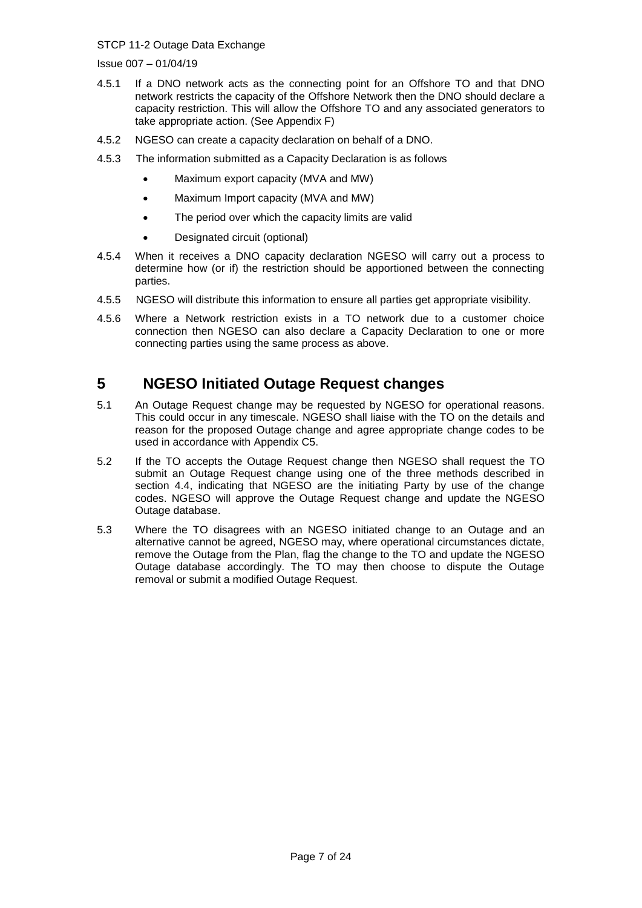4.5.1 If a DNO network acts as the connecting point for an Offshore TO and that DNO network restricts the capacity of the Offshore Network then the DNO should declare a capacity restriction. This will allow the Offshore TO and any associated generators to take appropriate action. (See Appendix F)

4.5.2 NGESO can create a capacity declaration on behalf of a DNO.

4.5.3 The information submitted as a Capacity Declaration is as follows

- Maximum export capacity (MVA and MW)
- Maximum Import capacity (MVA and MW)
- The period over which the capacity limits are valid
- Designated circuit (optional)

4.5.4 When it receives a DNO capacity declaration NGESO will carry out a process to determine how (or if) the restriction should be apportioned between the connecting parties.

4.5.5 NGESO will distribute this information to ensure all parties get appropriate visibility.

4.5.6 Where a Network restriction exists in a TO network due to a customer choice connection then NGESO can also declare a Capacity Declaration to one or more connecting parties using the same process as above.

# 5 NGESO Initiated Outage Request changes

5.1 An Outage Request change may be requested by NGESO for operational reasons. This could occur in any timescale. NGESO shall liaise with the TO on the details and reason for the proposed Outage change and agree appropriate change codes to be used in accordance with Appendix C5.

5.2 If the TO accepts the Outage Request change then NGESO shall request the TO submit an Outage Request change using one of the three methods described in section 4.4, indicating that NGESO are the initiating Party by use of the change codes. NGESO will approve the Outage Request change and update the NGESO Outage database.

5.3 Where the TO disagrees with an NGESO initiated change to an Outage and an alternative cannot be agreed, NGESO may, where operational circumstances dictate, remove the Outage from the Plan, flag the change to the TO and update the NGESO Outage database accordingly. The TO may then choose to dispute the Outage removal or submit a modified Outage Request.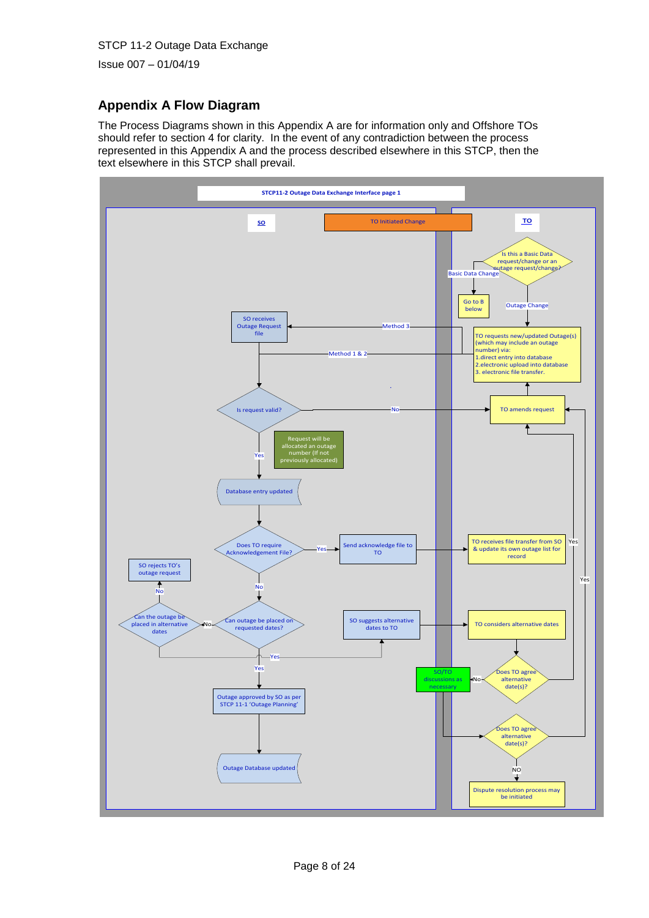## Appendix A Flow Diagram

The Process Diagrams shown in this Appendix A are for information only and Offshore TOs should refer to section 4 for clarity. In the event of any contradiction between the process represented in this Appendix A and the process described elsewhere in this STCP, then the text elsewhere in this STCP shall prevail.

**STCP11-2 Outage Data Exchange Interface page 1**

SO

TO Initiated Change

TO

Is this a Basic Data request/change or an outage request/change?

Basic Data Change

Go to B below

Outage Change

TO requests new/updated Outage(s) (which may include an outage number) via:
1. direct entry into database
2. electronic upload into database
3. electronic file transfer.

Method 3

Method 1 & 2

SO receives Outage Request file

Is request valid?

No

TO amends request

Yes

Request will be allocated an outage number (If not previously allocated)

Database entry updated

Does TO require Acknowledgement File?

Yes

Send acknowledge file to TO

TO receives file transfer from SO & update its own outage list for record

Yes

No

SO rejects TO's outage request

No

Can the outage be placed in alternative dates

No

Can outage be placed on requested dates?

Yes

SO suggests alternative dates to TO

TO considers alternative dates

Yes

Outage approved by SO as per STCP 11-1 'Outage Planning'

Outage Database updated

SO/TO discussions as necessary

No

Does TO agree alternative date(s)?

Yes

Does TO agree alternative date(s)?

NO

Dispute resolution process may be initiated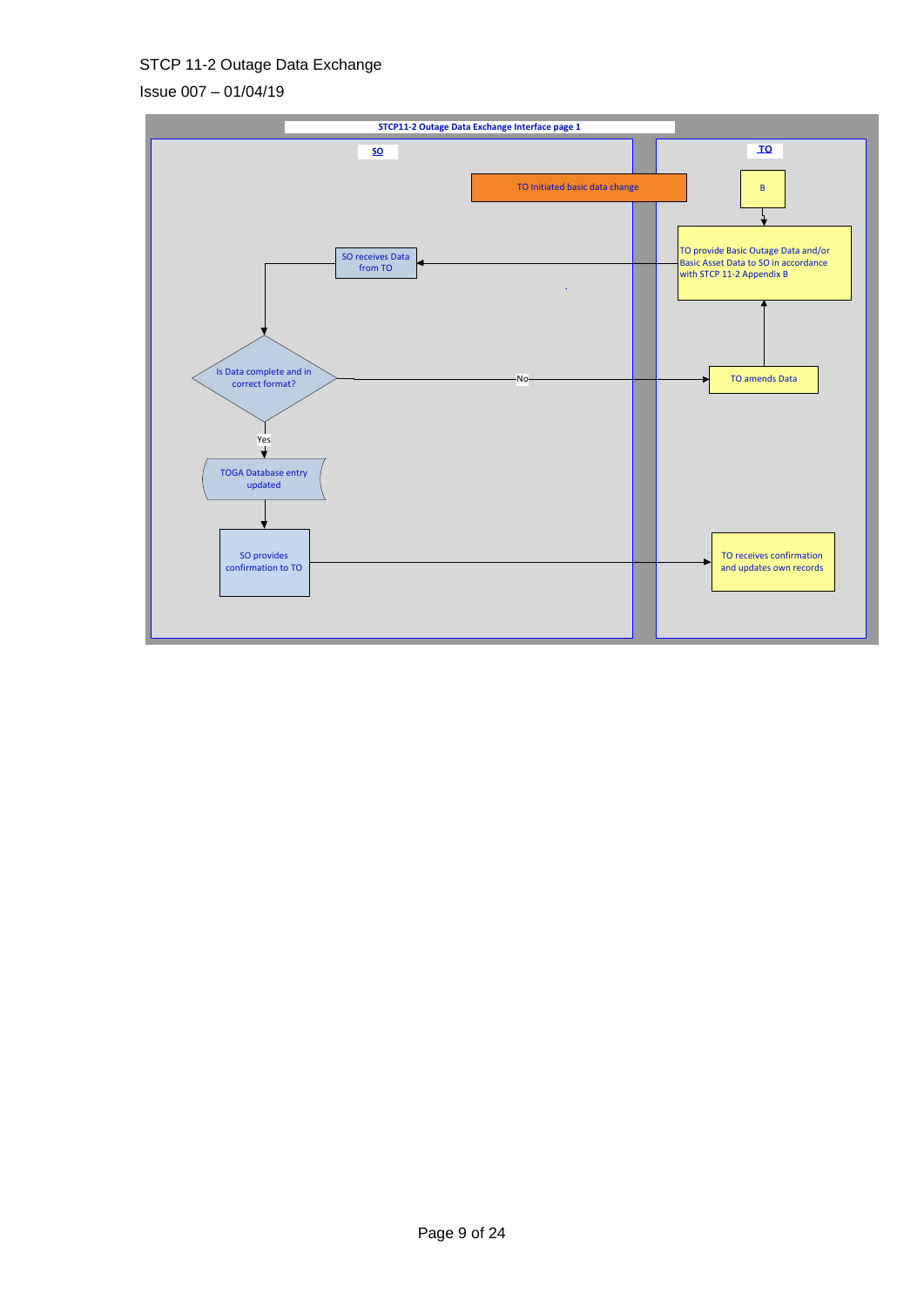**STCP11-2 Outage Data Exchange Interface page 1**

| SO | TO |
| --- | --- |
| | TO Initiated basic data change |
| | B |
| SO receives Data from TO | TO provide Basic Outage Data and/or Basic Asset Data to SO in accordance with STCP 11-2 Appendix B |
| Is Data complete and in correct format? — No → | TO amends Data |
| Yes ↓ TOGA Database entry updated | |
| SO provides confirmation to TO → | TO receives confirmation and updates own records |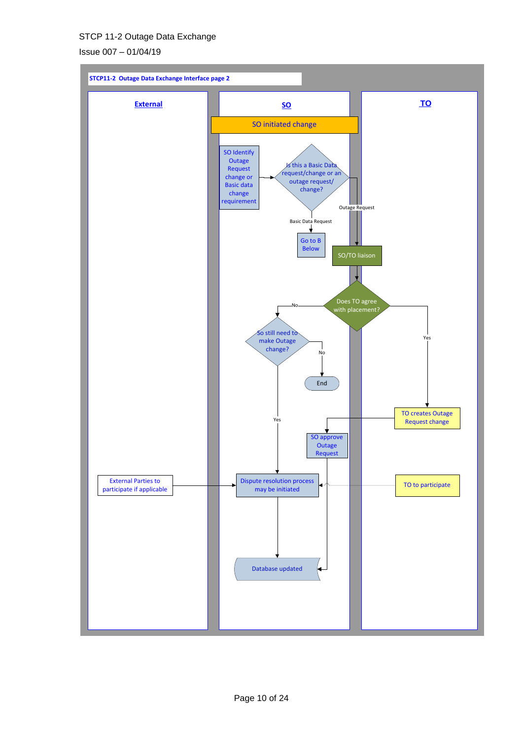**STCP11-2 Outage Data Exchange Interface page 2**

| External | SO | TO |
| --- | --- | --- |
| | **SO initiated change** | |
| | SO Identify Outage Request change or Basic data change requirement | |
| | Is this a Basic Data request/change or an outage request/ change? | |
| | Basic Data Request → Go to B Below | Outage Request → SO/TO liaison |
| | | Does TO agree with placement? |
| | No → So still need to make Outage change? | Yes → TO creates Outage Request change |
| | No → End | |
| | | TO creates Outage Request change → SO approve Outage Request |
| External Parties to participate if applicable | Yes → Dispute resolution process may be initiated | TO to participate |
| | Database updated | |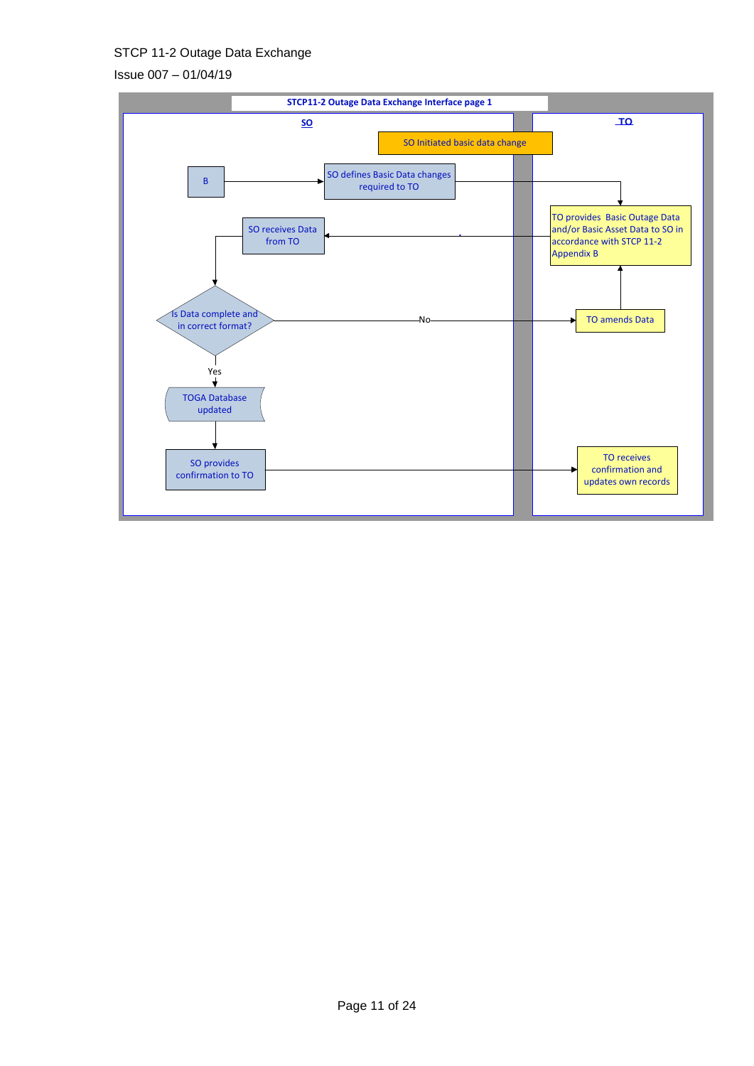**STCP11-2 Outage Data Exchange Interface page 1**

| SO | TO |
|---|---|
| | SO Initiated basic data change |
| B → SO defines Basic Data changes required to TO | |
| | TO provides Basic Outage Data and/or Basic Asset Data to SO in accordance with STCP 11-2 Appendix B |
| SO receives Data from TO | |
| Is Data complete and in correct format? — No → | TO amends Data |
| Yes ↓ | |
| TOGA Database updated | |
| SO provides confirmation to TO | TO receives confirmation and updates own records |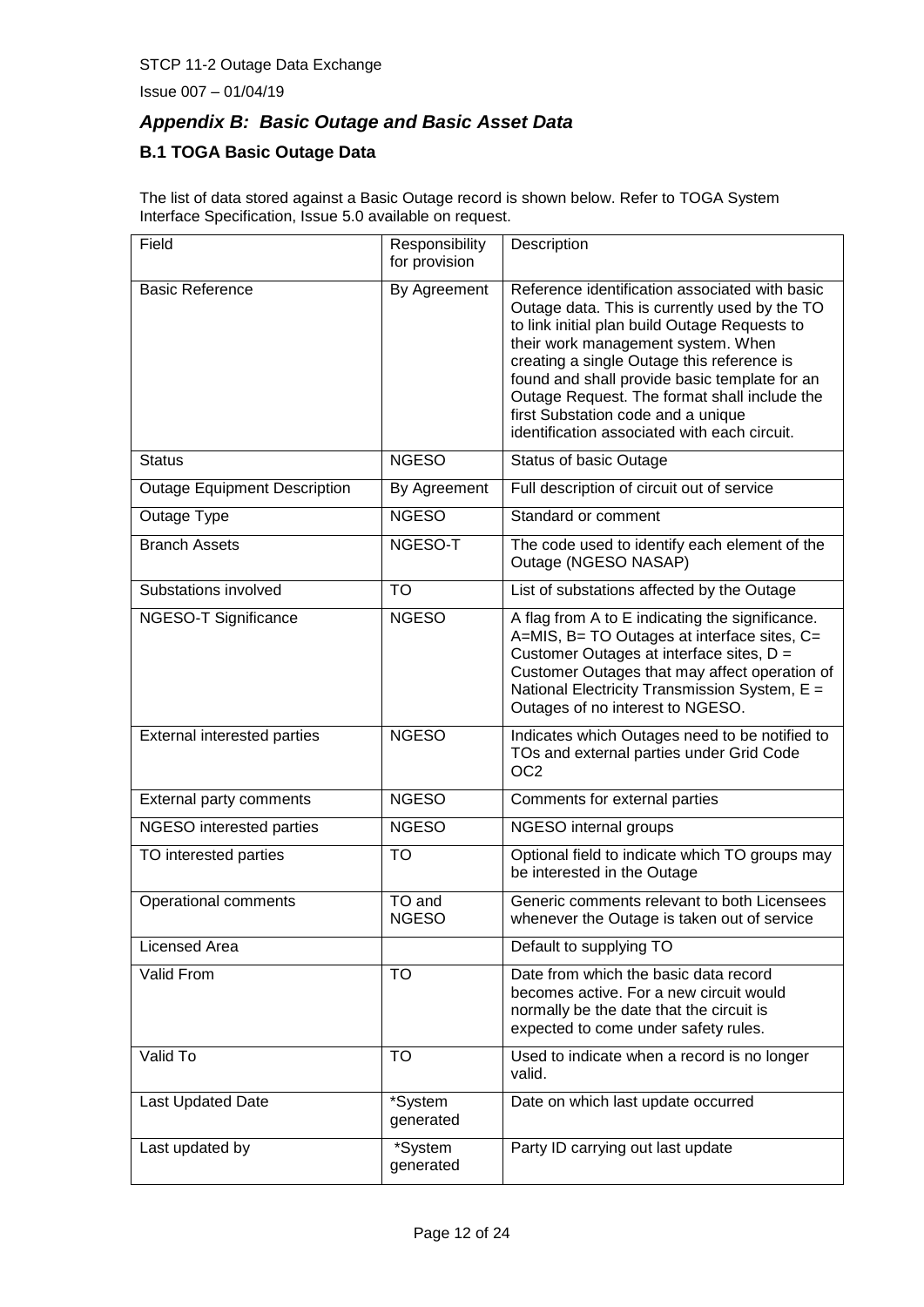## *Appendix B: Basic Outage and Basic Asset Data*

### B.1 TOGA Basic Outage Data

The list of data stored against a Basic Outage record is shown below. Refer to TOGA System Interface Specification, Issue 5.0 available on request.

| Field | Responsibility for provision | Description |
|---|---|---|
| Basic Reference | By Agreement | Reference identification associated with basic Outage data. This is currently used by the TO to link initial plan build Outage Requests to their work management system. When creating a single Outage this reference is found and shall provide basic template for an Outage Request. The format shall include the first Substation code and a unique identification associated with each circuit. |
| Status | NGESO | Status of basic Outage |
| Outage Equipment Description | By Agreement | Full description of circuit out of service |
| Outage Type | NGESO | Standard or comment |
| Branch Assets | NGESO-T | The code used to identify each element of the Outage (NGESO NASAP) |
| Substations involved | TO | List of substations affected by the Outage |
| NGESO-T Significance | NGESO | A flag from A to E indicating the significance. A=MIS, B= TO Outages at interface sites, C= Customer Outages at interface sites, D = Customer Outages that may affect operation of National Electricity Transmission System, E = Outages of no interest to NGESO. |
| External interested parties | NGESO | Indicates which Outages need to be notified to TOs and external parties under Grid Code OC2 |
| External party comments | NGESO | Comments for external parties |
| NGESO interested parties | NGESO | NGESO internal groups |
| TO interested parties | TO | Optional field to indicate which TO groups may be interested in the Outage |
| Operational comments | TO and NGESO | Generic comments relevant to both Licensees whenever the Outage is taken out of service |
| Licensed Area | | Default to supplying TO |
| Valid From | TO | Date from which the basic data record becomes active. For a new circuit would normally be the date that the circuit is expected to come under safety rules. |
| Valid To | TO | Used to indicate when a record is no longer valid. |
| Last Updated Date | *System generated | Date on which last update occurred |
| Last updated by | *System generated | Party ID carrying out last update |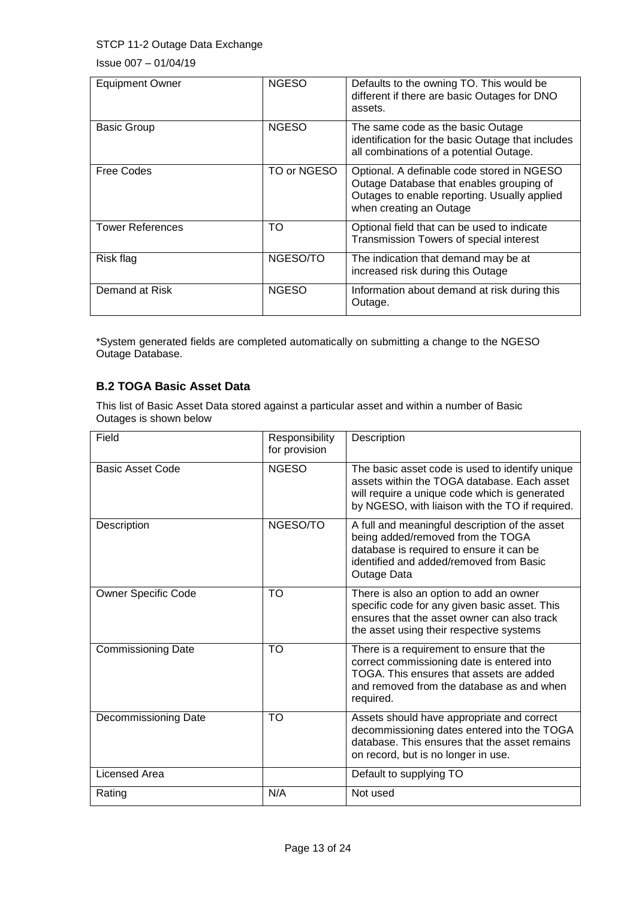| Equipment Owner | NGESO | Defaults to the owning TO. This would be different if there are basic Outages for DNO assets. |
|---|---|---|
| Basic Group | NGESO | The same code as the basic Outage identification for the basic Outage that includes all combinations of a potential Outage. |
| Free Codes | TO or NGESO | Optional. A definable code stored in NGESO Outage Database that enables grouping of Outages to enable reporting. Usually applied when creating an Outage |
| Tower References | TO | Optional field that can be used to indicate Transmission Towers of special interest |
| Risk flag | NGESO/TO | The indication that demand may be at increased risk during this Outage |
| Demand at Risk | NGESO | Information about demand at risk during this Outage. |

*System generated fields are completed automatically on submitting a change to the NGESO Outage Database.

### B.2 TOGA Basic Asset Data

This list of Basic Asset Data stored against a particular asset and within a number of Basic Outages is shown below

| Field | Responsibility for provision | Description |
|---|---|---|
| Basic Asset Code | NGESO | The basic asset code is used to identify unique assets within the TOGA database. Each asset will require a unique code which is generated by NGESO, with liaison with the TO if required. |
| Description | NGESO/TO | A full and meaningful description of the asset being added/removed from the TOGA database is required to ensure it can be identified and added/removed from Basic Outage Data |
| Owner Specific Code | TO | There is also an option to add an owner specific code for any given basic asset. This ensures that the asset owner can also track the asset using their respective systems |
| Commissioning Date | TO | There is a requirement to ensure that the correct commissioning date is entered into TOGA. This ensures that assets are added and removed from the database as and when required. |
| Decommissioning Date | TO | Assets should have appropriate and correct decommissioning dates entered into the TOGA database. This ensures that the asset remains on record, but is no longer in use. |
| Licensed Area | | Default to supplying TO |
| Rating | N/A | Not used |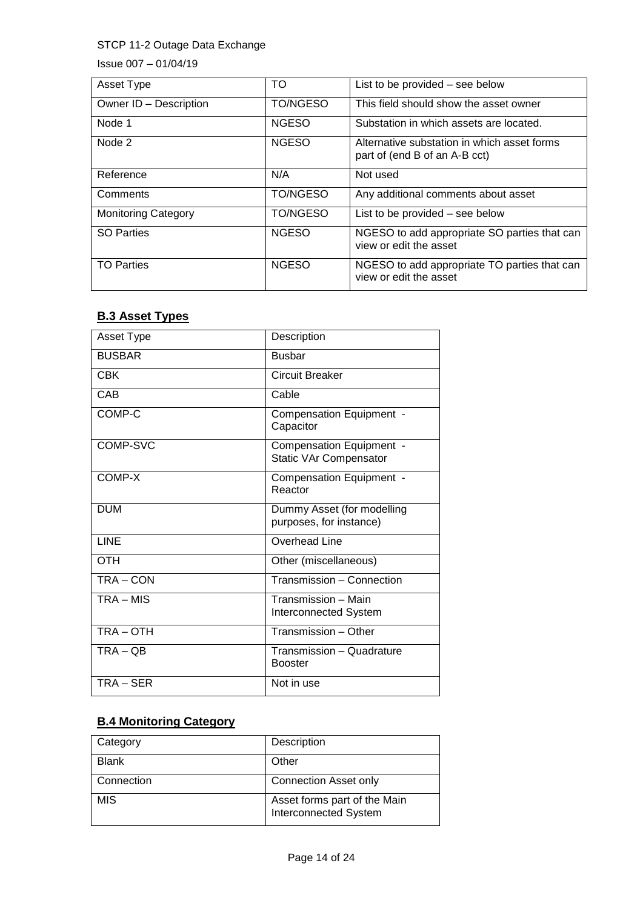| Asset Type | TO | List to be provided – see below |
|---|---|---|
| Owner ID – Description | TO/NGESO | This field should show the asset owner |
| Node 1 | NGESO | Substation in which assets are located. |
| Node 2 | NGESO | Alternative substation in which asset forms part of (end B of an A-B cct) |
| Reference | N/A | Not used |
| Comments | TO/NGESO | Any additional comments about asset |
| Monitoring Category | TO/NGESO | List to be provided – see below |
| SO Parties | NGESO | NGESO to add appropriate SO parties that can view or edit the asset |
| TO Parties | NGESO | NGESO to add appropriate TO parties that can view or edit the asset |

## B.3 Asset Types

| Asset Type | Description |
|---|---|
| BUSBAR | Busbar |
| CBK | Circuit Breaker |
| CAB | Cable |
| COMP-C | Compensation Equipment - Capacitor |
| COMP-SVC | Compensation Equipment - Static VAr Compensator |
| COMP-X | Compensation Equipment - Reactor |
| DUM | Dummy Asset (for modelling purposes, for instance) |
| LINE | Overhead Line |
| OTH | Other (miscellaneous) |
| TRA – CON | Transmission – Connection |
| TRA – MIS | Transmission – Main Interconnected System |
| TRA – OTH | Transmission – Other |
| TRA – QB | Transmission – Quadrature Booster |
| TRA – SER | Not in use |

## B.4 Monitoring Category

| Category | Description |
|---|---|
| Blank | Other |
| Connection | Connection Asset only |
| MIS | Asset forms part of the Main Interconnected System |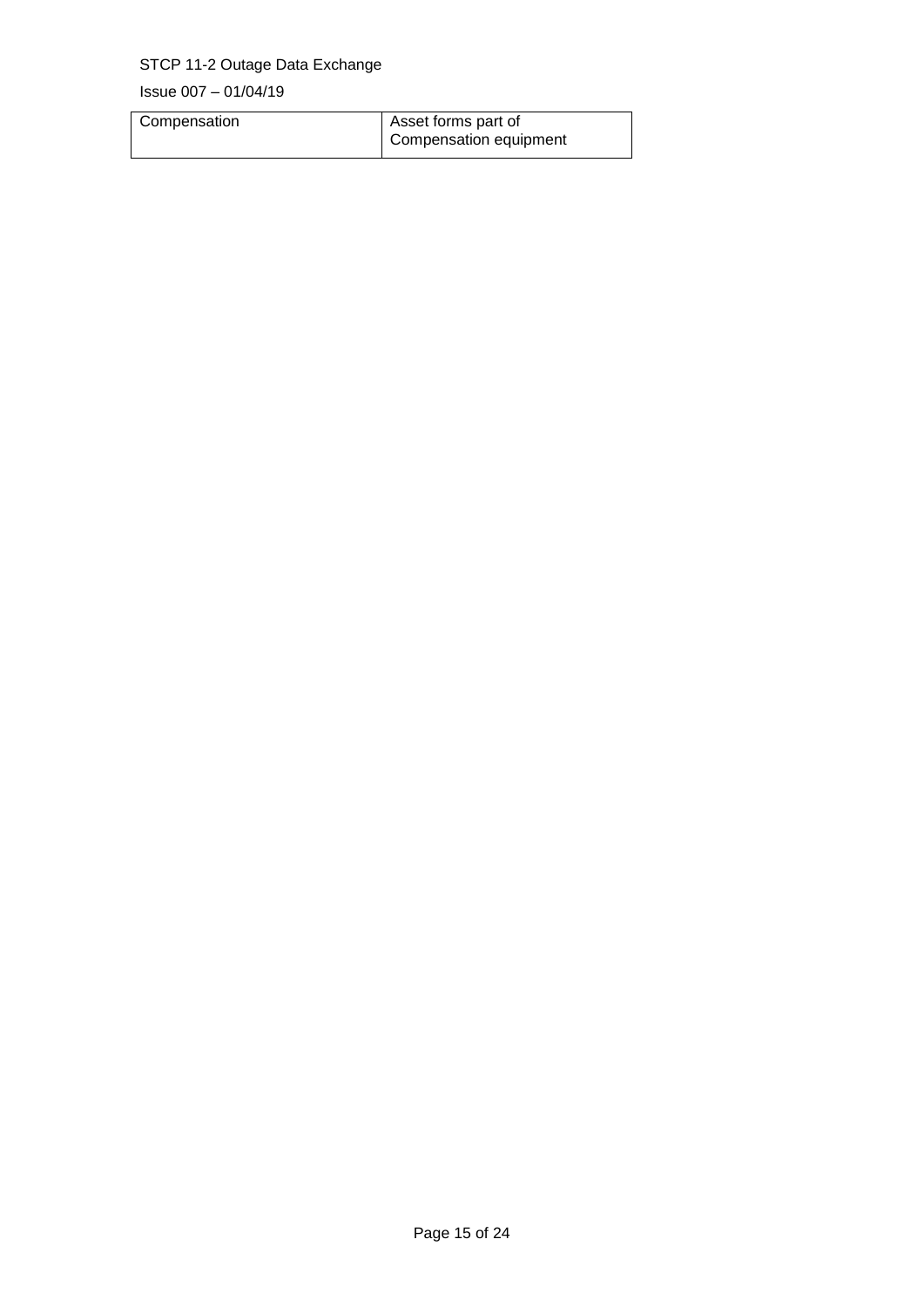| Compensation | Asset forms part of Compensation equipment |
|---|---|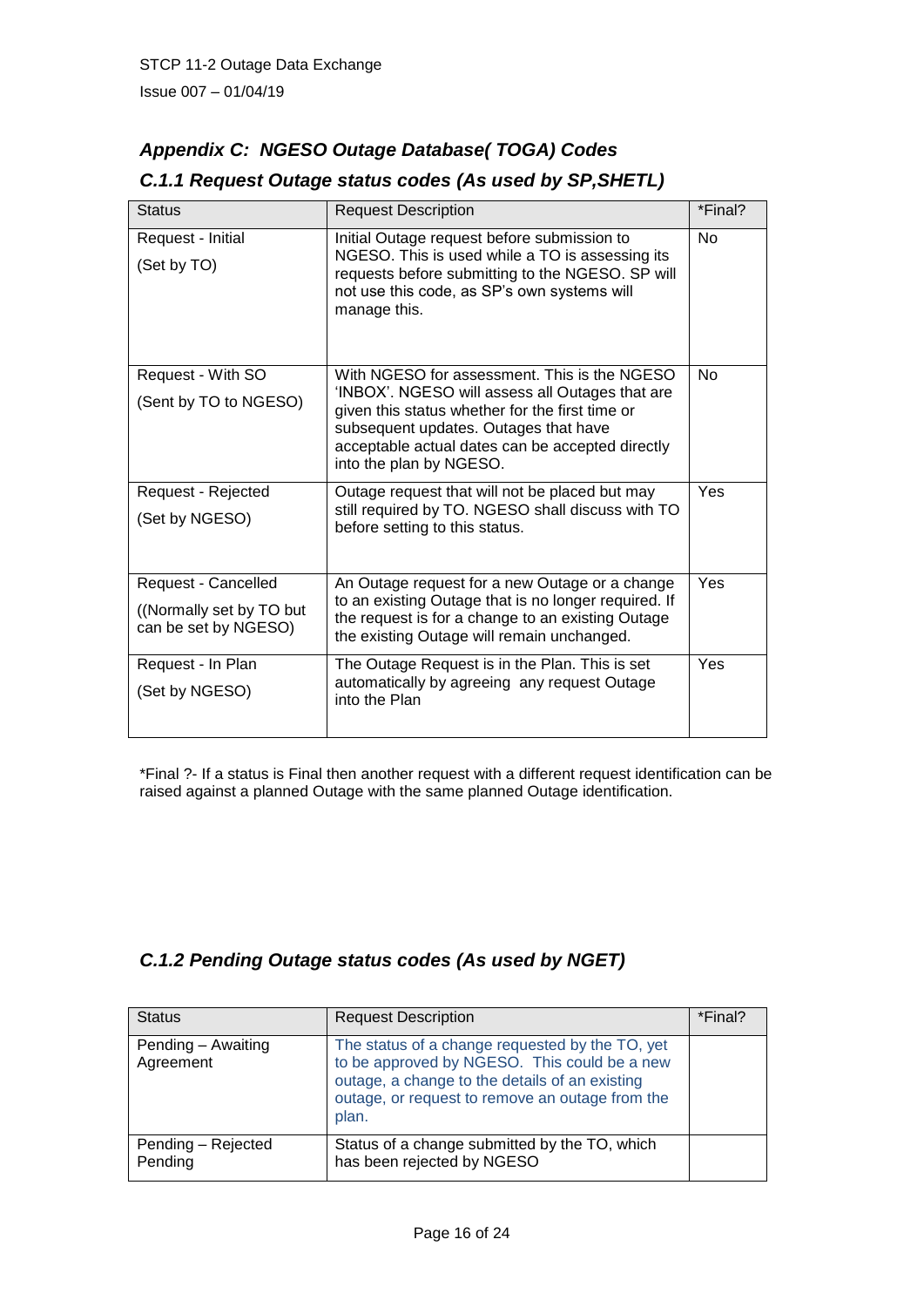## *Appendix C: NGESO Outage Database( TOGA) Codes*

### *C.1.1 Request Outage status codes (As used by SP,SHETL)*

| Status | Request Description | *Final? |
|---|---|---|
| Request - Initial<br>(Set by TO) | Initial Outage request before submission to NGESO. This is used while a TO is assessing its requests before submitting to the NGESO. SP will not use this code, as SP's own systems will manage this. | No |
| Request - With SO<br>(Sent by TO to NGESO) | With NGESO for assessment. This is the NGESO 'INBOX'. NGESO will assess all Outages that are given this status whether for the first time or subsequent updates. Outages that have acceptable actual dates can be accepted directly into the plan by NGESO. | No |
| Request - Rejected<br>(Set by NGESO) | Outage request that will not be placed but may still required by TO. NGESO shall discuss with TO before setting to this status. | Yes |
| Request - Cancelled<br>((Normally set by TO but can be set by NGESO) | An Outage request for a new Outage or a change to an existing Outage that is no longer required. If the request is for a change to an existing Outage the existing Outage will remain unchanged. | Yes |
| Request - In Plan<br>(Set by NGESO) | The Outage Request is in the Plan. This is set automatically by agreeing any request Outage into the Plan | Yes |

*Final ?- If a status is Final then another request with a different request identification can be raised against a planned Outage with the same planned Outage identification.

### *C.1.2 Pending Outage status codes (As used by NGET)*

| Status | Request Description | *Final? |
|---|---|---|
| Pending – Awaiting Agreement | The status of a change requested by the TO, yet to be approved by NGESO. This could be a new outage, a change to the details of an existing outage, or request to remove an outage from the plan. | |
| Pending – Rejected Pending | Status of a change submitted by the TO, which has been rejected by NGESO | |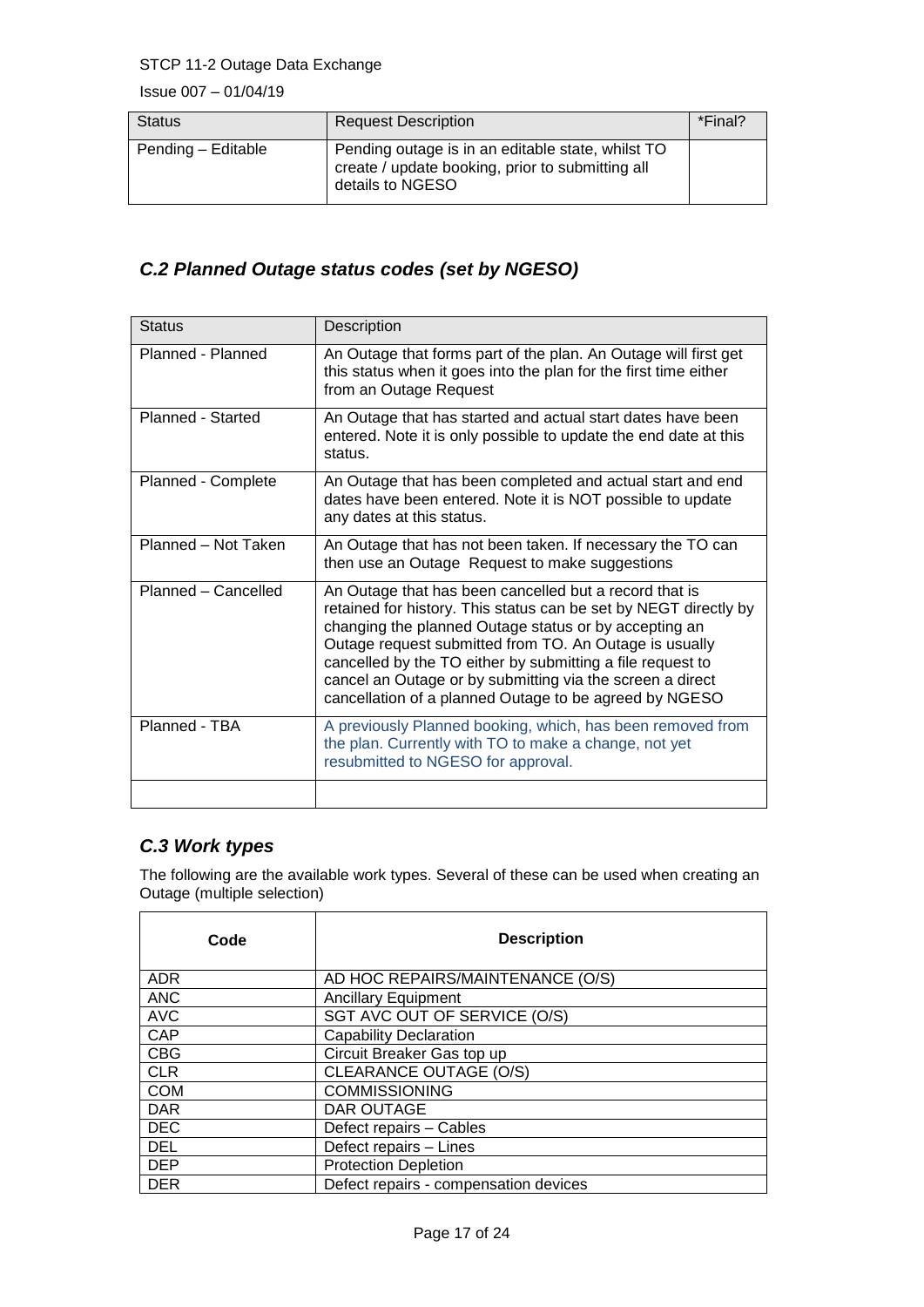| Status | Request Description | *Final? |
| --- | --- | --- |
| Pending – Editable | Pending outage is in an editable state, whilst TO create / update booking, prior to submitting all details to NGESO | |

### *C.2 Planned Outage status codes (set by NGESO)*

| Status | Description |
| --- | --- |
| Planned - Planned | An Outage that forms part of the plan. An Outage will first get this status when it goes into the plan for the first time either from an Outage Request |
| Planned - Started | An Outage that has started and actual start dates have been entered. Note it is only possible to update the end date at this status. |
| Planned - Complete | An Outage that has been completed and actual start and end dates have been entered. Note it is NOT possible to update any dates at this status. |
| Planned – Not Taken | An Outage that has not been taken. If necessary the TO can then use an Outage Request to make suggestions |
| Planned – Cancelled | An Outage that has been cancelled but a record that is retained for history. This status can be set by NEGT directly by changing the planned Outage status or by accepting an Outage request submitted from TO. An Outage is usually cancelled by the TO either by submitting a file request to cancel an Outage or by submitting via the screen a direct cancellation of a planned Outage to be agreed by NGESO |
| Planned - TBA | A previously Planned booking, which, has been removed from the plan. Currently with TO to make a change, not yet resubmitted to NGESO for approval. |
| | |

### *C.3 Work types*

The following are the available work types. Several of these can be used when creating an Outage (multiple selection)

| Code | Description |
| --- | --- |
| ADR | AD HOC REPAIRS/MAINTENANCE (O/S) |
| ANC | Ancillary Equipment |
| AVC | SGT AVC OUT OF SERVICE (O/S) |
| CAP | Capability Declaration |
| CBG | Circuit Breaker Gas top up |
| CLR | CLEARANCE OUTAGE (O/S) |
| COM | COMMISSIONING |
| DAR | DAR OUTAGE |
| DEC | Defect repairs – Cables |
| DEL | Defect repairs – Lines |
| DEP | Protection Depletion |
| DER | Defect repairs - compensation devices |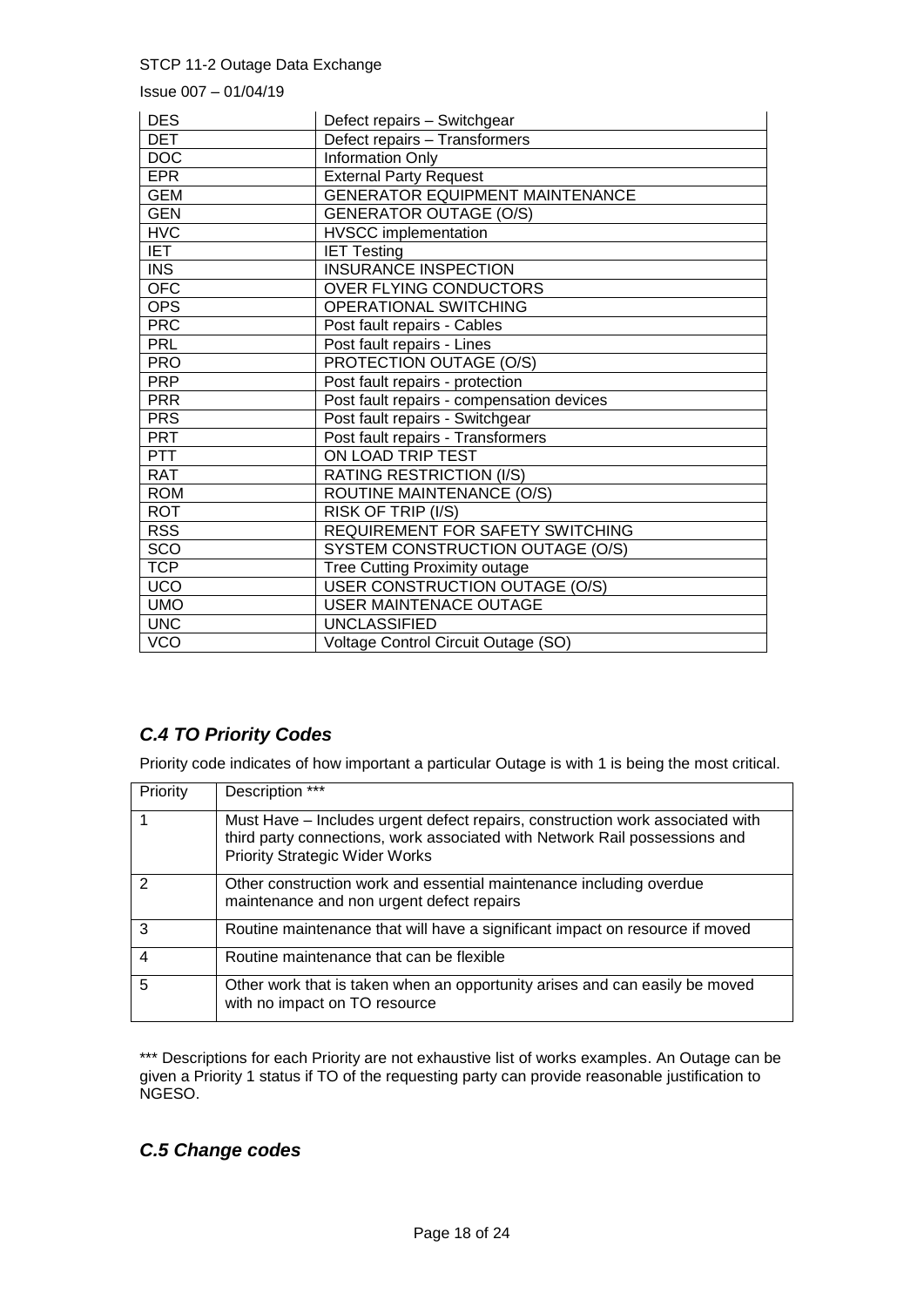| DES | Defect repairs – Switchgear |
| --- | --- |
| DET | Defect repairs – Transformers |
| DOC | Information Only |
| EPR | External Party Request |
| GEM | GENERATOR EQUIPMENT MAINTENANCE |
| GEN | GENERATOR OUTAGE (O/S) |
| HVC | HVSCC implementation |
| IET | IET Testing |
| INS | INSURANCE INSPECTION |
| OFC | OVER FLYING CONDUCTORS |
| OPS | OPERATIONAL SWITCHING |
| PRC | Post fault repairs - Cables |
| PRL | Post fault repairs - Lines |
| PRO | PROTECTION OUTAGE (O/S) |
| PRP | Post fault repairs - protection |
| PRR | Post fault repairs - compensation devices |
| PRS | Post fault repairs - Switchgear |
| PRT | Post fault repairs - Transformers |
| PTT | ON LOAD TRIP TEST |
| RAT | RATING RESTRICTION (I/S) |
| ROM | ROUTINE MAINTENANCE (O/S) |
| ROT | RISK OF TRIP (I/S) |
| RSS | REQUIREMENT FOR SAFETY SWITCHING |
| SCO | SYSTEM CONSTRUCTION OUTAGE (O/S) |
| TCP | Tree Cutting Proximity outage |
| UCO | USER CONSTRUCTION OUTAGE (O/S) |
| UMO | USER MAINTENACE OUTAGE |
| UNC | UNCLASSIFIED |
| VCO | Voltage Control Circuit Outage (SO) |

## *C.4 TO Priority Codes*

Priority code indicates of how important a particular Outage is with 1 is being the most critical.

| Priority | Description *** |
| --- | --- |
| 1 | Must Have – Includes urgent defect repairs, construction work associated with third party connections, work associated with Network Rail possessions and Priority Strategic Wider Works |
| 2 | Other construction work and essential maintenance including overdue maintenance and non urgent defect repairs |
| 3 | Routine maintenance that will have a significant impact on resource if moved |
| 4 | Routine maintenance that can be flexible |
| 5 | Other work that is taken when an opportunity arises and can easily be moved with no impact on TO resource |

*** Descriptions for each Priority are not exhaustive list of works examples. An Outage can be given a Priority 1 status if TO of the requesting party can provide reasonable justification to NGESO.

## *C.5 Change codes*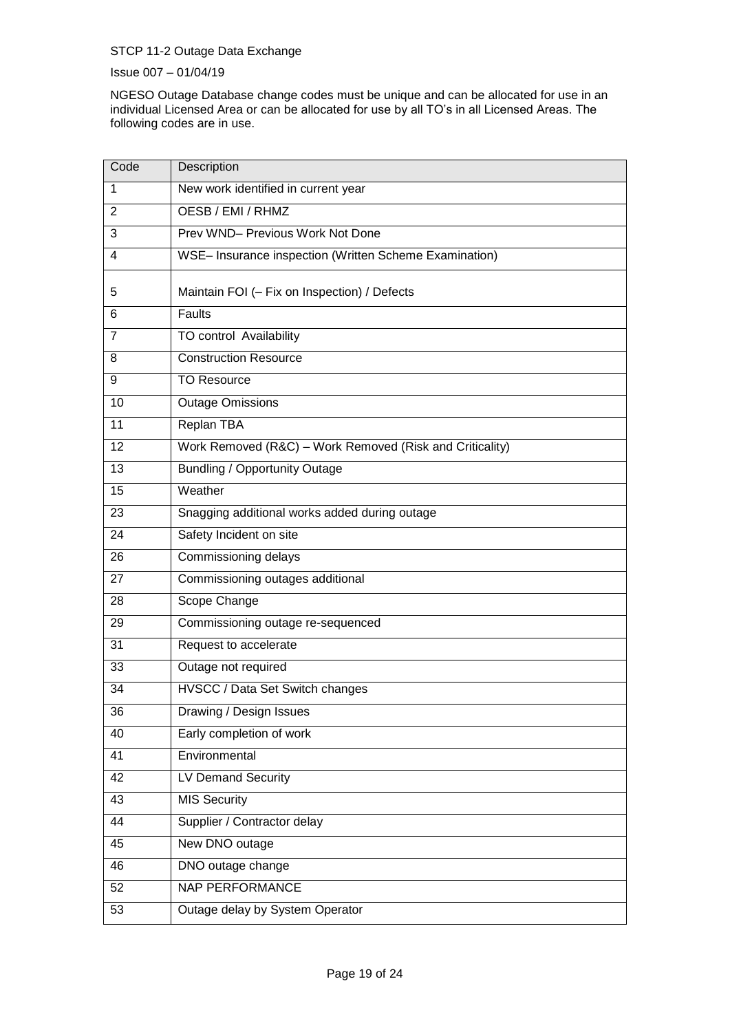NGESO Outage Database change codes must be unique and can be allocated for use in an individual Licensed Area or can be allocated for use by all TO's in all Licensed Areas. The following codes are in use.

| Code | Description |
|---|---|
| 1 | New work identified in current year |
| 2 | OESB / EMI / RHMZ |
| 3 | Prev WND– Previous Work Not Done |
| 4 | WSE– Insurance inspection (Written Scheme Examination) |
| 5 | Maintain FOI (– Fix on Inspection) / Defects |
| 6 | Faults |
| 7 | TO control Availability |
| 8 | Construction Resource |
| 9 | TO Resource |
| 10 | Outage Omissions |
| 11 | Replan TBA |
| 12 | Work Removed (R&C) – Work Removed (Risk and Criticality) |
| 13 | Bundling / Opportunity Outage |
| 15 | Weather |
| 23 | Snagging additional works added during outage |
| 24 | Safety Incident on site |
| 26 | Commissioning delays |
| 27 | Commissioning outages additional |
| 28 | Scope Change |
| 29 | Commissioning outage re-sequenced |
| 31 | Request to accelerate |
| 33 | Outage not required |
| 34 | HVSCC / Data Set Switch changes |
| 36 | Drawing / Design Issues |
| 40 | Early completion of work |
| 41 | Environmental |
| 42 | LV Demand Security |
| 43 | MIS Security |
| 44 | Supplier / Contractor delay |
| 45 | New DNO outage |
| 46 | DNO outage change |
| 52 | NAP PERFORMANCE |
| 53 | Outage delay by System Operator |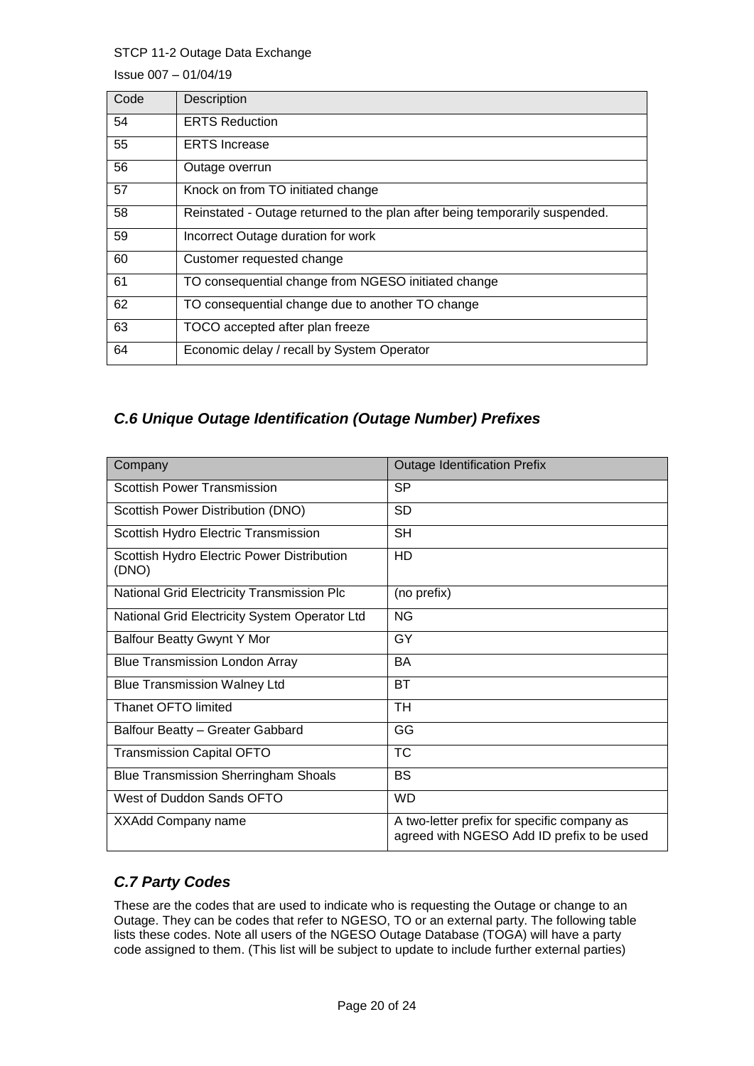| Code | Description |
|---|---|
| 54 | ERTS Reduction |
| 55 | ERTS Increase |
| 56 | Outage overrun |
| 57 | Knock on from TO initiated change |
| 58 | Reinstated - Outage returned to the plan after being temporarily suspended. |
| 59 | Incorrect Outage duration for work |
| 60 | Customer requested change |
| 61 | TO consequential change from NGESO initiated change |
| 62 | TO consequential change due to another TO change |
| 63 | TOCO accepted after plan freeze |
| 64 | Economic delay / recall by System Operator |

### *C.6 Unique Outage Identification (Outage Number) Prefixes*

| Company | Outage Identification Prefix |
|---|---|
| Scottish Power Transmission | SP |
| Scottish Power Distribution (DNO) | SD |
| Scottish Hydro Electric Transmission | SH |
| Scottish Hydro Electric Power Distribution (DNO) | HD |
| National Grid Electricity Transmission Plc | (no prefix) |
| National Grid Electricity System Operator Ltd | NG |
| Balfour Beatty Gwynt Y Mor | GY |
| Blue Transmission London Array | BA |
| Blue Transmission Walney Ltd | BT |
| Thanet OFTO limited | TH |
| Balfour Beatty – Greater Gabbard | GG |
| Transmission Capital OFTO | TC |
| Blue Transmission Sherringham Shoals | BS |
| West of Duddon Sands OFTO | WD |
| XXAdd Company name | A two-letter prefix for specific company as agreed with NGESO Add ID prefix to be used |

### *C.7 Party Codes*

These are the codes that are used to indicate who is requesting the Outage or change to an Outage. They can be codes that refer to NGESO, TO or an external party. The following table lists these codes. Note all users of the NGESO Outage Database (TOGA) will have a party code assigned to them. (This list will be subject to update to include further external parties)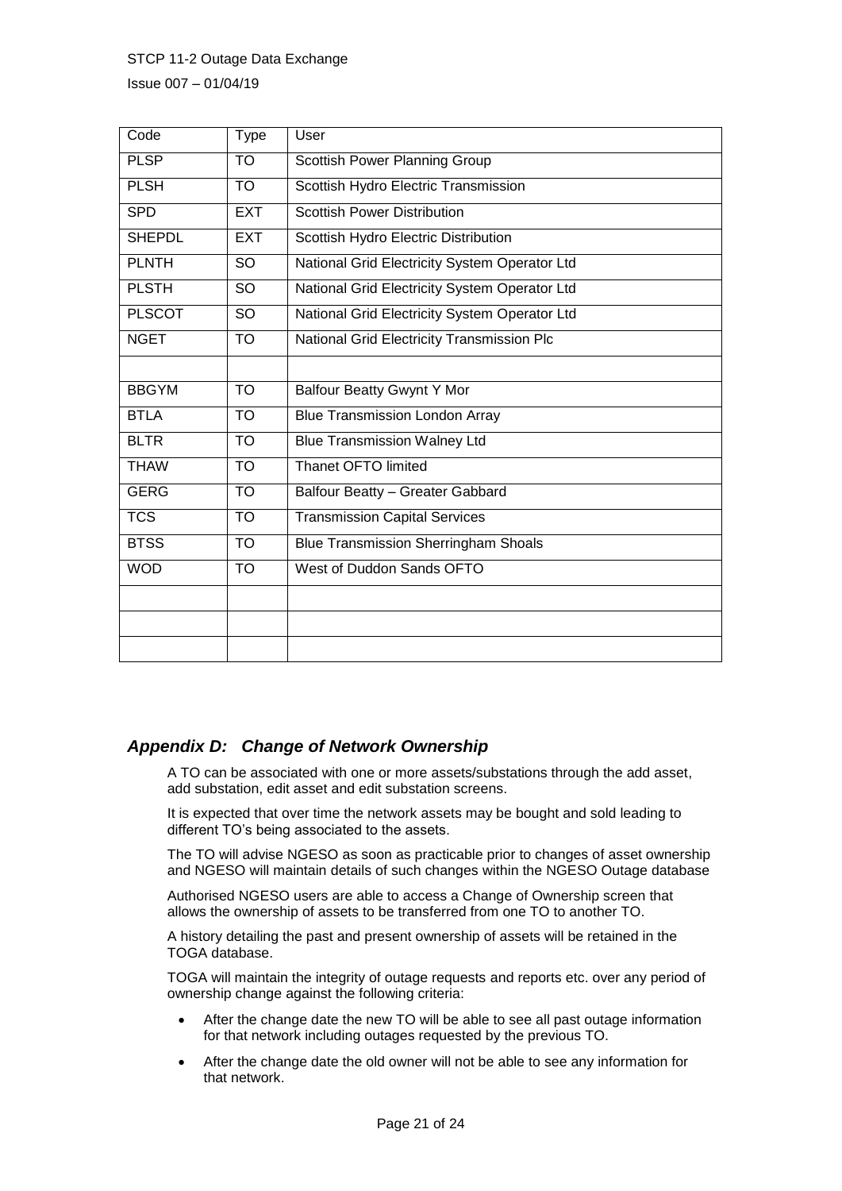| Code | Type | User |
| --- | --- | --- |
| PLSP | TO | Scottish Power Planning Group |
| PLSH | TO | Scottish Hydro Electric Transmission |
| SPD | EXT | Scottish Power Distribution |
| SHEPDL | EXT | Scottish Hydro Electric Distribution |
| PLNTH | SO | National Grid Electricity System Operator Ltd |
| PLSTH | SO | National Grid Electricity System Operator Ltd |
| PLSCOT | SO | National Grid Electricity System Operator Ltd |
| NGET | TO | National Grid Electricity Transmission Plc |
| | | |
| BBGYM | TO | Balfour Beatty Gwynt Y Mor |
| BTLA | TO | Blue Transmission London Array |
| BLTR | TO | Blue Transmission Walney Ltd |
| THAW | TO | Thanet OFTO limited |
| GERG | TO | Balfour Beatty – Greater Gabbard |
| TCS | TO | Transmission Capital Services |
| BTSS | TO | Blue Transmission Sherringham Shoals |
| WOD | TO | West of Duddon Sands OFTO |
| | | |
| | | |
| | | |

## *Appendix D: Change of Network Ownership*

A TO can be associated with one or more assets/substations through the add asset, add substation, edit asset and edit substation screens.

It is expected that over time the network assets may be bought and sold leading to different TO's being associated to the assets.

The TO will advise NGESO as soon as practicable prior to changes of asset ownership and NGESO will maintain details of such changes within the NGESO Outage database

Authorised NGESO users are able to access a Change of Ownership screen that allows the ownership of assets to be transferred from one TO to another TO.

A history detailing the past and present ownership of assets will be retained in the TOGA database.

TOGA will maintain the integrity of outage requests and reports etc. over any period of ownership change against the following criteria:

- After the change date the new TO will be able to see all past outage information for that network including outages requested by the previous TO.
- After the change date the old owner will not be able to see any information for that network.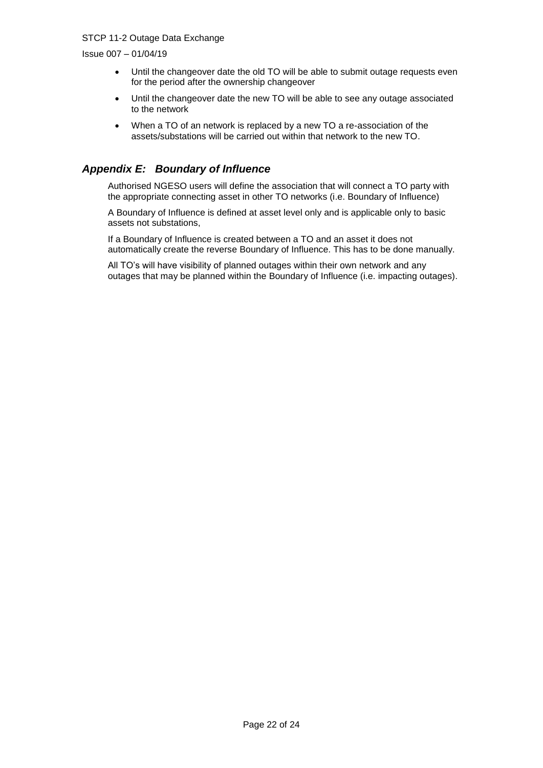- Until the changeover date the old TO will be able to submit outage requests even for the period after the ownership changeover
- Until the changeover date the new TO will be able to see any outage associated to the network
- When a TO of an network is replaced by a new TO a re-association of the assets/substations will be carried out within that network to the new TO.

## *Appendix E: Boundary of Influence*

Authorised NGESO users will define the association that will connect a TO party with the appropriate connecting asset in other TO networks (i.e. Boundary of Influence)

A Boundary of Influence is defined at asset level only and is applicable only to basic assets not substations,

If a Boundary of Influence is created between a TO and an asset it does not automatically create the reverse Boundary of Influence. This has to be done manually.

All TO's will have visibility of planned outages within their own network and any outages that may be planned within the Boundary of Influence (i.e. impacting outages).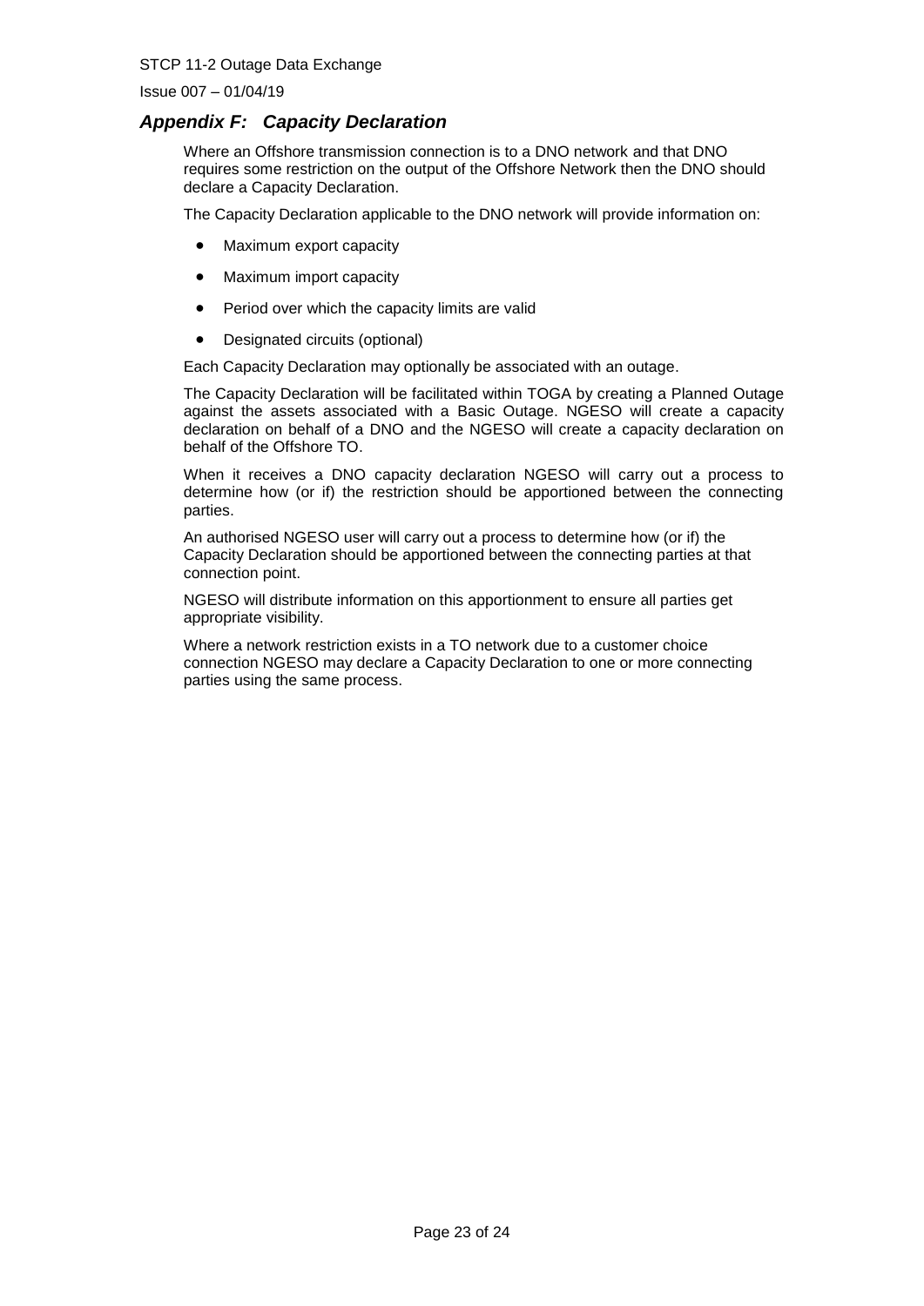## *Appendix F: Capacity Declaration*

Where an Offshore transmission connection is to a DNO network and that DNO requires some restriction on the output of the Offshore Network then the DNO should declare a Capacity Declaration.

The Capacity Declaration applicable to the DNO network will provide information on:

- Maximum export capacity
- Maximum import capacity
- Period over which the capacity limits are valid
- Designated circuits (optional)

Each Capacity Declaration may optionally be associated with an outage.

The Capacity Declaration will be facilitated within TOGA by creating a Planned Outage against the assets associated with a Basic Outage. NGESO will create a capacity declaration on behalf of a DNO and the NGESO will create a capacity declaration on behalf of the Offshore TO.

When it receives a DNO capacity declaration NGESO will carry out a process to determine how (or if) the restriction should be apportioned between the connecting parties.

An authorised NGESO user will carry out a process to determine how (or if) the Capacity Declaration should be apportioned between the connecting parties at that connection point.

NGESO will distribute information on this apportionment to ensure all parties get appropriate visibility.

Where a network restriction exists in a TO network due to a customer choice connection NGESO may declare a Capacity Declaration to one or more connecting parties using the same process.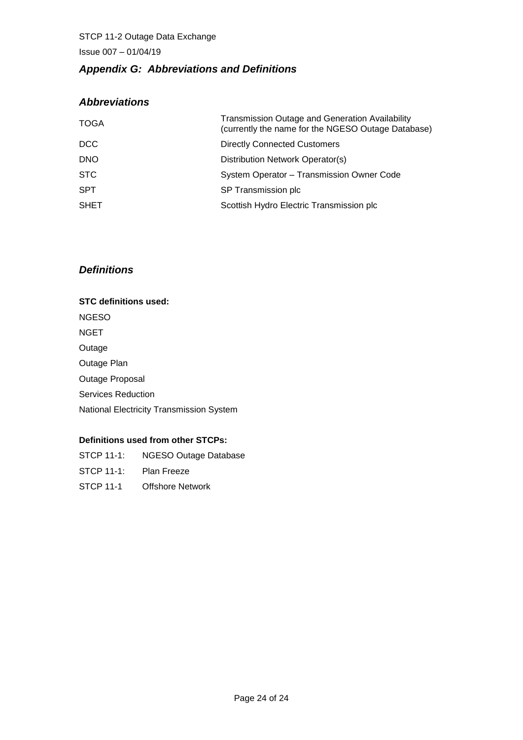## *Appendix G: Abbreviations and Definitions*

### *Abbreviations*

| | |
|---|---|
| TOGA | Transmission Outage and Generation Availability (currently the name for the NGESO Outage Database) |
| DCC | Directly Connected Customers |
| DNO | Distribution Network Operator(s) |
| STC | System Operator – Transmission Owner Code |
| SPT | SP Transmission plc |
| SHET | Scottish Hydro Electric Transmission plc |

### *Definitions*

**STC definitions used:**

NGESO

NGET

Outage

Outage Plan

Outage Proposal

Services Reduction

National Electricity Transmission System

**Definitions used from other STCPs:**

| | |
|---|---|
| STCP 11-1: | NGESO Outage Database |
| STCP 11-1: | Plan Freeze |
| STCP 11-1 | Offshore Network |